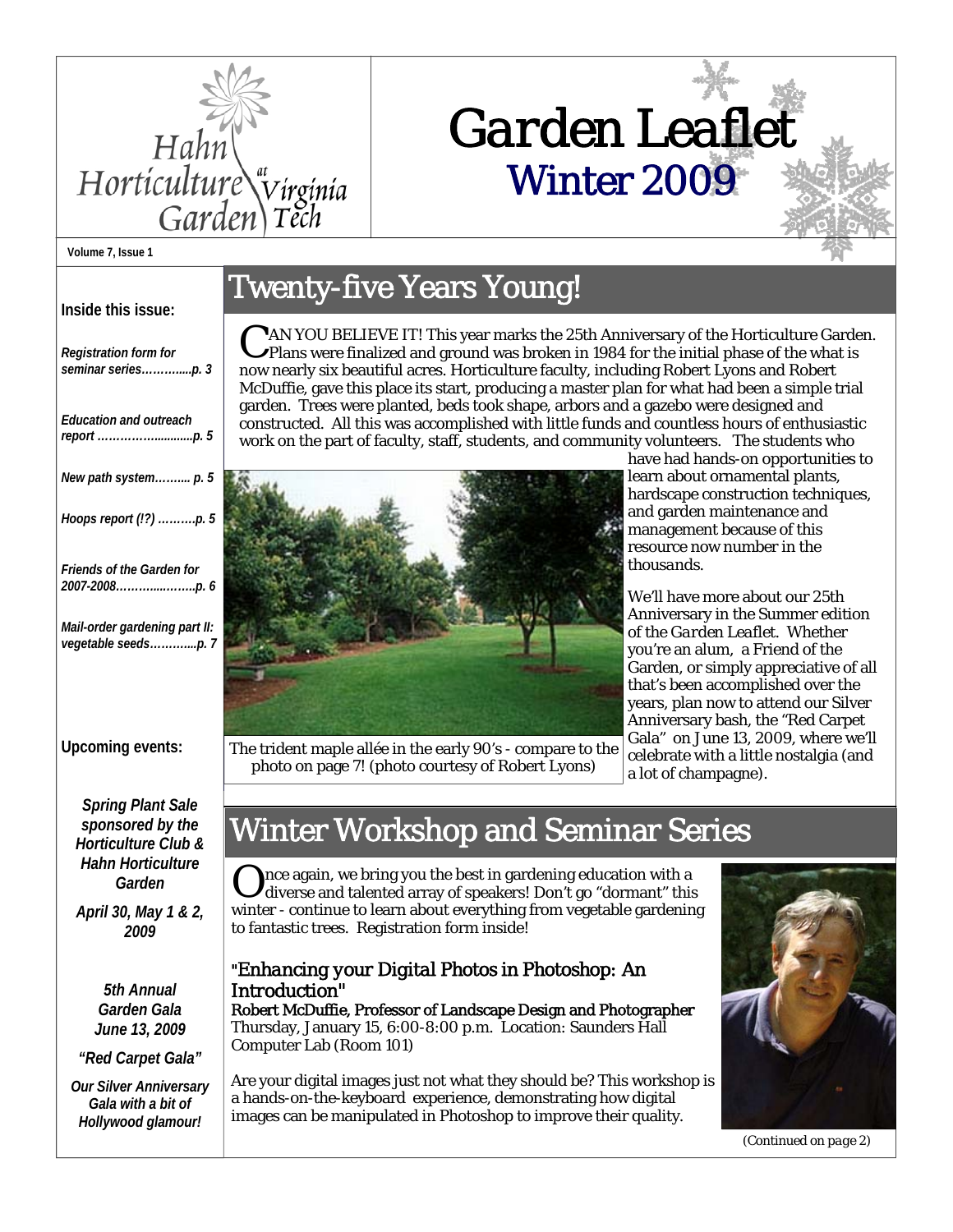Hahn Horticulture Garden at Virginia Tech

# Garden Leaflet

## Winter 2009

**Volume 7, Issue 1**

**Inside this issue:**

*Registration form for seminar series…………...p. 3*

*Education and outreach report ………………..........p. 5*

*New path system……... p. 5*

*Hoops report (!?) ……….p. 5*

*Friends of the Garden for 2007-2008……...……..p. 6*

*Mail-order gardening part II: vegetable seeds………...p. 7*

**Upcoming events:**

***Spring Plant Sale sponsored by the Horticulture Club & Hahn Horticulture Garden***

***April 30, May 1 & 2, 2009***

***5th Annual Garden Gala June 13, 2009***

***"Red Carpet Gala"***

***Our Silver Anniversary Gala with a bit of Hollywood glamour!***

## Twenty-five Years Young!

CAN YOU BELIEVE IT! This year marks the 25th Anniversary of the Horticulture Garden. Plans were finalized and ground was broken in 1984 for the initial phase of the what is now nearly six beautiful acres. Horticulture faculty, including Robert Lyons and Robert McDuffie, gave this place its start, producing a master plan for what had been a simple trial garden. Trees were planted, beds took shape, arbors and a gazebo were designed and constructed. All this was accomplished with little funds and countless hours of enthusiastic work on the part of faculty, staff, students, and community volunteers. The students who have had hands-on opportunities to learn about ornamental plants, hardscape construction techniques, and garden maintenance and management because of this resource now number in the *thousands*.

The trident maple allée in the early 90's - compare to the photo on page 7! (photo courtesy of Robert Lyons)

We'll have more about our 25th Anniversary in the Summer edition of the *Garden Leaflet*. Whether you're an alum, a Friend of the Garden, or simply appreciative of all that's been accomplished over the years, plan now to attend our Silver Anniversary bash, the "Red Carpet Gala" on June 13, 2009, where we'll celebrate with a little nostalgia (and a lot of champagne).

## Winter Workshop and Seminar Series

Once again, we bring you the best in gardening education with a diverse and talented array of speakers! Don't go "dormant" this winter - continue to learn about everything from vegetable gardening to fantastic trees. Registration form inside!

### "Enhancing your Digital Photos in Photoshop: An Introduction"

**Robert McDuffie, Professor of Landscape Design and Photographer**
Thursday, January 15, 6:00-8:00 p.m. Location: Saunders Hall Computer Lab (Room 101)

Are your digital images just not what they should be? This workshop is a hands-on-the-keyboard experience, demonstrating how digital images can be manipulated in Photoshop to improve their quality.

*(Continued on page 2)*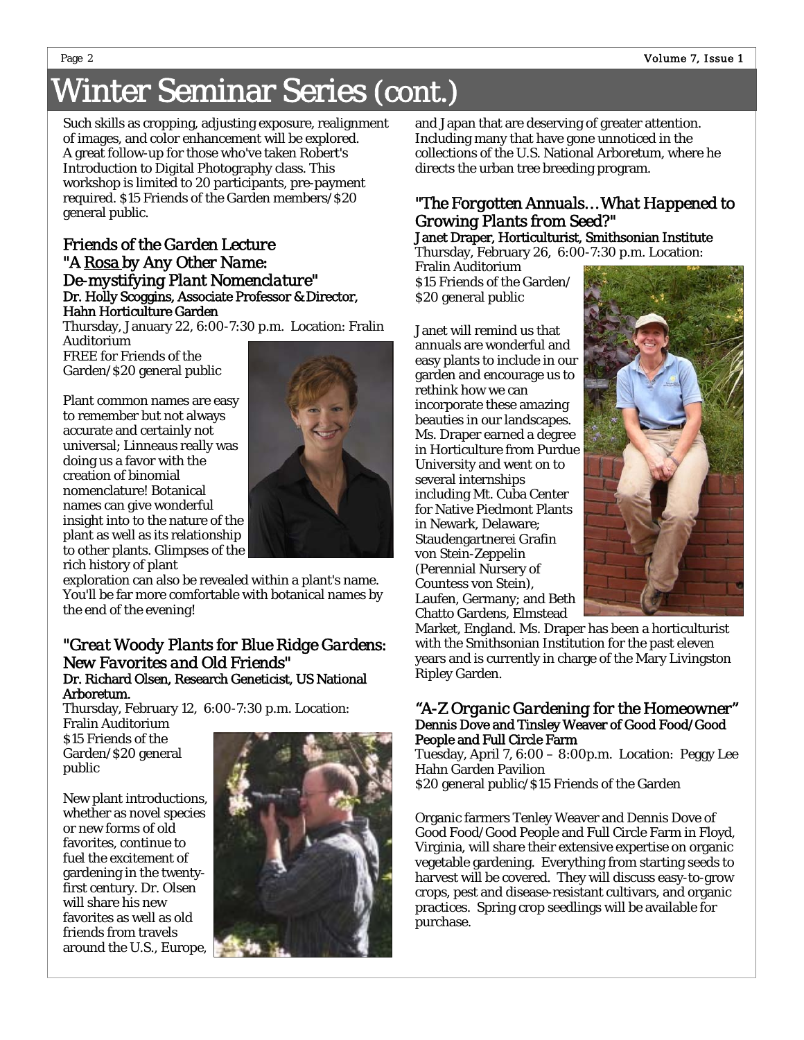# Winter Seminar Series (cont.)

Such skills as cropping, adjusting exposure, realignment of images, and color enhancement will be explored. A great follow-up for those who've taken Robert's Introduction to Digital Photography class. This workshop is limited to 20 participants, pre-payment required. $15 Friends of the Garden members/$20 general public.

### *Friends of the Garden Lecture*
### *"A Rosa by Any Other Name: De-mystifying Plant Nomenclature"*

**Dr. Holly Scoggins, Associate Professor & Director, Hahn Horticulture Garden**

Thursday, January 22, 6:00-7:30 p.m. Location: Fralin Auditorium
FREE for Friends of the Garden/$20 general public

Plant common names are easy to remember but not always accurate and certainly not universal; Linneaus really was doing us a favor with the creation of binomial nomenclature! Botanical names can give wonderful insight into to the nature of the plant as well as its relationship to other plants. Glimpses of the rich history of plant exploration can also be revealed within a plant's name. You'll be far more comfortable with botanical names by the end of the evening!

### *"Great Woody Plants for Blue Ridge Gardens: New Favorites and Old Friends"*

**Dr. Richard Olsen, Research Geneticist, US National Arboretum.**

Thursday, February 12, 6:00-7:30 p.m. Location: Fralin Auditorium
$15 Friends of the Garden/$20 general public

New plant introductions, whether as novel species or new forms of old favorites, continue to fuel the excitement of gardening in the twenty-first century. Dr. Olsen will share his new favorites as well as old friends from travels around the U.S., Europe, and Japan that are deserving of greater attention. Including many that have gone unnoticed in the collections of the U.S. National Arboretum, where he directs the urban tree breeding program.

### *"The Forgotten Annuals…What Happened to Growing Plants from Seed?"*

**Janet Draper, Horticulturist, Smithsonian Institute**

Thursday, February 26, 6:00-7:30 p.m. Location: Fralin Auditorium
$15 Friends of the Garden/$20 general public

Janet will remind us that annuals are wonderful and easy plants to include in our garden and encourage us to rethink how we can incorporate these amazing beauties in our landscapes. Ms. Draper earned a degree in Horticulture from Purdue University and went on to several internships including Mt. Cuba Center for Native Piedmont Plants in Newark, Delaware; Staudengartnerei Grafin von Stein-Zeppelin (Perennial Nursery of Countess von Stein), Laufen, Germany; and Beth Chatto Gardens, Elmstead Market, England. Ms. Draper has been a horticulturist with the Smithsonian Institution for the past eleven years and is currently in charge of the Mary Livingston Ripley Garden.

### *"A-Z Organic Gardening for the Homeowner"*

**Dennis Dove and Tinsley Weaver of Good Food/Good People and Full Circle Farm**

Tuesday, April 7, 6:00 – 8:00p.m. Location: Peggy Lee Hahn Garden Pavilion
$20 general public/$15 Friends of the Garden

Organic farmers Tenley Weaver and Dennis Dove of Good Food/Good People and Full Circle Farm in Floyd, Virginia, will share their extensive expertise on organic vegetable gardening. Everything from starting seeds to harvest will be covered. They will discuss easy-to-grow crops, pest and disease-resistant cultivars, and organic practices. Spring crop seedlings will be available for purchase.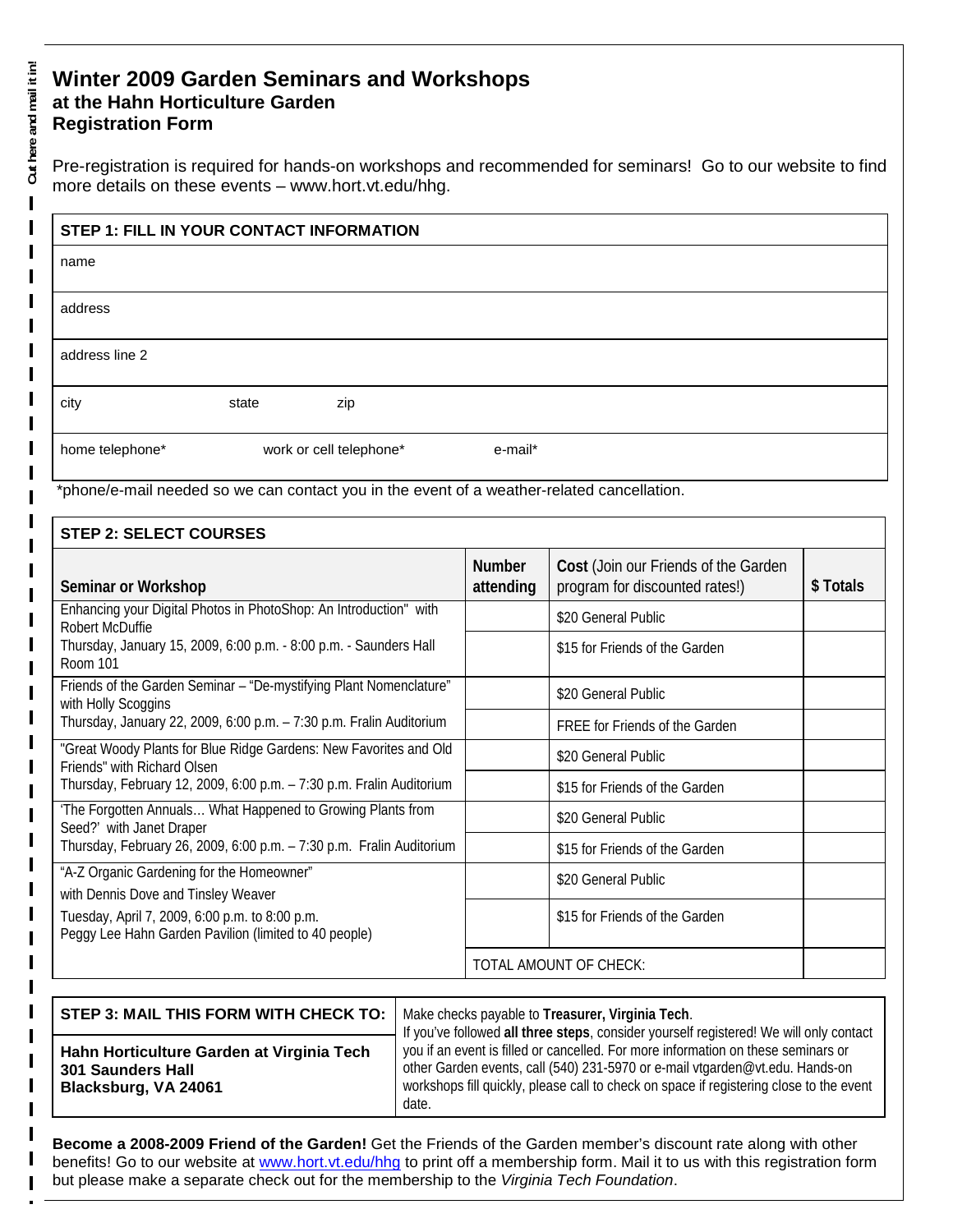Cut here and mail it in!

# Winter 2009 Garden Seminars and Workshops
## at the Hahn Horticulture Garden
## Registration Form

Pre-registration is required for hands-on workshops and recommended for seminars! Go to our website to find more details on these events – www.hort.vt.edu/hhg.

| STEP 1: FILL IN YOUR CONTACT INFORMATION | | |
|---|---|---|
| name | | |
| address | | |
| address line 2 | | |
| city | state | zip |
| home telephone* | work or cell telephone* | e-mail* |

*phone/e-mail needed so we can contact you in the event of a weather-related cancellation.

**STEP 2: SELECT COURSES**

| Seminar or Workshop | Number attending | Cost (Join our Friends of the Garden program for discounted rates!) | $ Totals |
|---|---|---|---|
| Enhancing your Digital Photos in PhotoShop: An Introduction" with Robert McDuffie | | $20 General Public | |
| Thursday, January 15, 2009, 6:00 p.m. - 8:00 p.m. - Saunders Hall Room 101 | | $15 for Friends of the Garden | |
| Friends of the Garden Seminar – "De-mystifying Plant Nomenclature" with Holly Scoggins | | $20 General Public | |
| Thursday, January 22, 2009, 6:00 p.m. – 7:30 p.m. Fralin Auditorium | | FREE for Friends of the Garden | |
| "Great Woody Plants for Blue Ridge Gardens: New Favorites and Old Friends" with Richard Olsen | | $20 General Public | |
| Thursday, February 12, 2009, 6:00 p.m. – 7:30 p.m. Fralin Auditorium | | $15 for Friends of the Garden | |
| 'The Forgotten Annuals… What Happened to Growing Plants from Seed?' with Janet Draper | | $20 General Public | |
| Thursday, February 26, 2009, 6:00 p.m. – 7:30 p.m. Fralin Auditorium | | $15 for Friends of the Garden | |
| "A-Z Organic Gardening for the Homeowner" with Dennis Dove and Tinsley Weaver | | $20 General Public | |
| Tuesday, April 7, 2009, 6:00 p.m. to 8:00 p.m. Peggy Lee Hahn Garden Pavilion (limited to 40 people) | | $15 for Friends of the Garden | |
| | TOTAL AMOUNT OF CHECK: | | |

| STEP 3: MAIL THIS FORM WITH CHECK TO: | |
|---|---|
| **Hahn Horticulture Garden at Virginia Tech**<br>**301 Saunders Hall**<br>**Blacksburg, VA 24061** | Make checks payable to **Treasurer, Virginia Tech**. If you've followed **all three steps**, consider yourself registered! We will only contact you if an event is filled or cancelled. For more information on these seminars or other Garden events, call (540) 231-5970 or e-mail vtgarden@vt.edu. Hands-on workshops fill quickly, please call to check on space if registering close to the event date. |

**Become a 2008-2009 Friend of the Garden!** Get the Friends of the Garden member's discount rate along with other benefits! Go to our website at www.hort.vt.edu/hhg to print off a membership form. Mail it to us with this registration form but please make a separate check out for the membership to the *Virginia Tech Foundation*.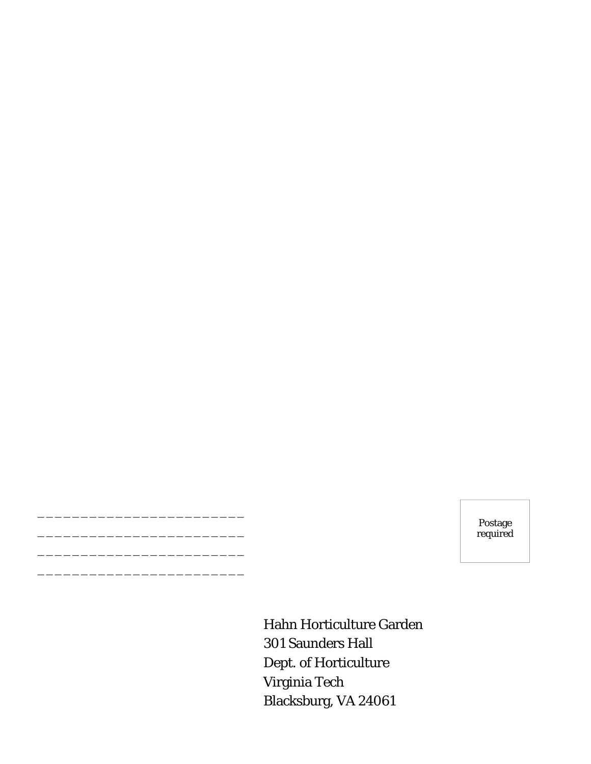________________________

________________________

________________________

________________________

Postage
required

Hahn Horticulture Garden
301 Saunders Hall
Dept. of Horticulture
Virginia Tech
Blacksburg, VA 24061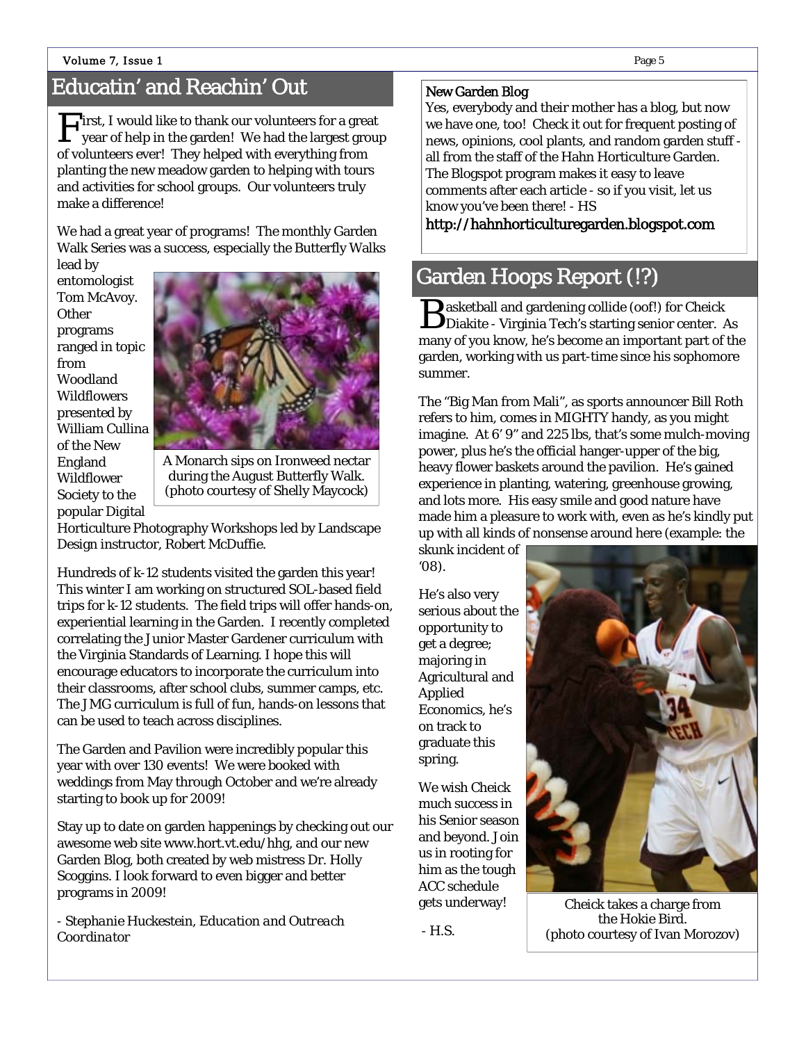## Educatin' and Reachin' Out

First, I would like to thank our volunteers for a great year of help in the garden! We had the largest group of volunteers ever! They helped with everything from planting the new meadow garden to helping with tours and activities for school groups. Our volunteers truly make a difference!

We had a great year of programs! The monthly Garden Walk Series was a success, especially the Butterfly Walks lead by entomologist Tom McAvoy. Other programs ranged in topic from Woodland Wildflowers presented by William Cullina of the New England Wildflower Society to the popular Digital Horticulture Photography Workshops led by Landscape Design instructor, Robert McDuffie.

A Monarch sips on Ironweed nectar during the August Butterfly Walk. (photo courtesy of Shelly Maycock)

Hundreds of k-12 students visited the garden this year! This winter I am working on structured SOL-based field trips for k-12 students. The field trips will offer hands-on, experiential learning in the Garden. I recently completed correlating the Junior Master Gardener curriculum with the Virginia Standards of Learning. I hope this will encourage educators to incorporate the curriculum into their classrooms, after school clubs, summer camps, etc. The JMG curriculum is full of fun, hands-on lessons that can be used to teach across disciplines.

The Garden and Pavilion were incredibly popular this year with over 130 events! We were booked with weddings from May through October and we're already starting to book up for 2009!

Stay up to date on garden happenings by checking out our awesome web site www.hort.vt.edu/hhg, and our new Garden Blog, both created by web mistress Dr. Holly Scoggins. I look forward to even bigger and better programs in 2009!

*- Stephanie Huckestein, Education and Outreach Coordinator*

### New Garden Blog

Yes, everybody and their mother has a blog, but now we have one, too! Check it out for frequent posting of news, opinions, cool plants, and random garden stuff - all from the staff of the Hahn Horticulture Garden. The Blogspot program makes it easy to leave comments after each article - so if you visit, let us know you've been there! - HS

http://hahnhorticulturegarden.blogspot.com

## Garden Hoops Report (!?)

Basketball and gardening collide (oof!) for Cheick Diakite - Virginia Tech's starting senior center. As many of you know, he's become an important part of the garden, working with us part-time since his sophomore summer.

The "Big Man from Mali", as sports announcer Bill Roth refers to him, comes in MIGHTY handy, as you might imagine. At 6' 9" and 225 lbs, that's some mulch-moving power, plus he's the official hanger-upper of the big, heavy flower baskets around the pavilion. He's gained experience in planting, watering, greenhouse growing, and lots more. His easy smile and good nature have made him a pleasure to work with, even as he's kindly put up with all kinds of nonsense around here (example: the skunk incident of '08).

He's also very serious about the opportunity to get a degree; majoring in Agricultural and Applied Economics, he's on track to graduate this spring.

We wish Cheick much success in his Senior season and beyond. Join us in rooting for him as the tough ACC schedule gets underway!

- H.S.

Cheick takes a charge from the Hokie Bird. (photo courtesy of Ivan Morozov)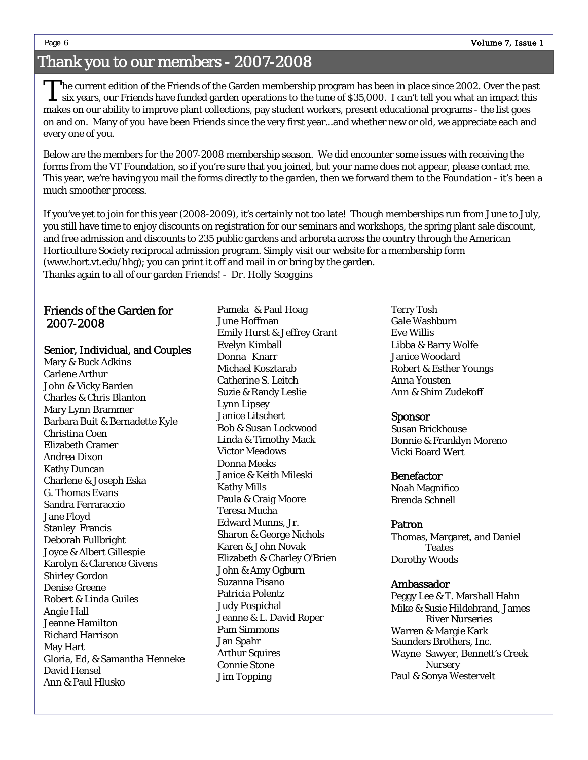# Thank you to our members - 2007-2008

The current edition of the Friends of the Garden membership program has been in place since 2002. Over the past six years, our Friends have funded garden operations to the tune of $35,000. I can't tell you what an impact this makes on our ability to improve plant collections, pay student workers, present educational programs - the list goes on and on. Many of you have been Friends since the very first year...and whether new or old, we appreciate each and every one of you.

Below are the members for the 2007-2008 membership season. We did encounter some issues with receiving the forms from the VT Foundation, so if you're sure that you joined, but your name does not appear, please contact me. This year, we're having you mail the forms directly to the garden, then we forward them to the Foundation - it's been a much smoother process.

If you've yet to join for this year (2008-2009), it's certainly not too late! Though memberships run from June to July, you still have time to enjoy discounts on registration for our seminars and workshops, the spring plant sale discount, and free admission and discounts to 235 public gardens and arboreta across the country through the American Horticulture Society reciprocal admission program. Simply visit our website for a membership form (www.hort.vt.edu/hhg); you can print it off and mail in or bring by the garden.
Thanks again to all of our garden Friends! - Dr. Holly Scoggins

## Friends of the Garden for 2007-2008

### Senior, Individual, and Couples

Mary & Buck Adkins
Carlene Arthur
John & Vicky Barden
Charles & Chris Blanton
Mary Lynn Brammer
Barbara Buit & Bernadette Kyle
Christina Coen
Elizabeth Cramer
Andrea Dixon
Kathy Duncan
Charlene & Joseph Eska
G. Thomas Evans
Sandra Ferraraccio
Jane Floyd
Stanley Francis
Deborah Fullbright
Joyce & Albert Gillespie
Karolyn & Clarence Givens
Shirley Gordon
Denise Greene
Robert & Linda Guiles
Angie Hall
Jeanne Hamilton
Richard Harrison
May Hart
Gloria, Ed, & Samantha Henneke
David Hensel
Ann & Paul Hlusko
Pamela & Paul Hoag
June Hoffman
Emily Hurst & Jeffrey Grant
Evelyn Kimball
Donna Knarr
Michael Kosztarab
Catherine S. Leitch
Suzie & Randy Leslie
Lynn Lipsey
Janice Litschert
Bob & Susan Lockwood
Linda & Timothy Mack
Victor Meadows
Donna Meeks
Janice & Keith Mileski
Kathy Mills
Paula & Craig Moore
Teresa Mucha
Edward Munns, Jr.
Sharon & George Nichols
Karen & John Novak
Elizabeth & Charley O'Brien
John & Amy Ogburn
Suzanna Pisano
Patricia Polentz
Judy Pospichal
Jeanne & L. David Roper
Pam Simmons
Jan Spahr
Arthur Squires
Connie Stone
Jim Topping
Terry Tosh
Gale Washburn
Eve Willis
Libba & Barry Wolfe
Janice Woodard
Robert & Esther Youngs
Anna Yousten
Ann & Shim Zudekoff

### Sponsor

Susan Brickhouse
Bonnie & Franklyn Moreno
Vicki Board Wert

### Benefactor

Noah Magnifico
Brenda Schnell

### Patron

Thomas, Margaret, and Daniel Teates
Dorothy Woods

### Ambassador

Peggy Lee & T. Marshall Hahn
Mike & Susie Hildebrand, James River Nurseries
Warren & Margie Kark
Saunders Brothers, Inc.
Wayne Sawyer, Bennett's Creek Nursery
Paul & Sonya Westervelt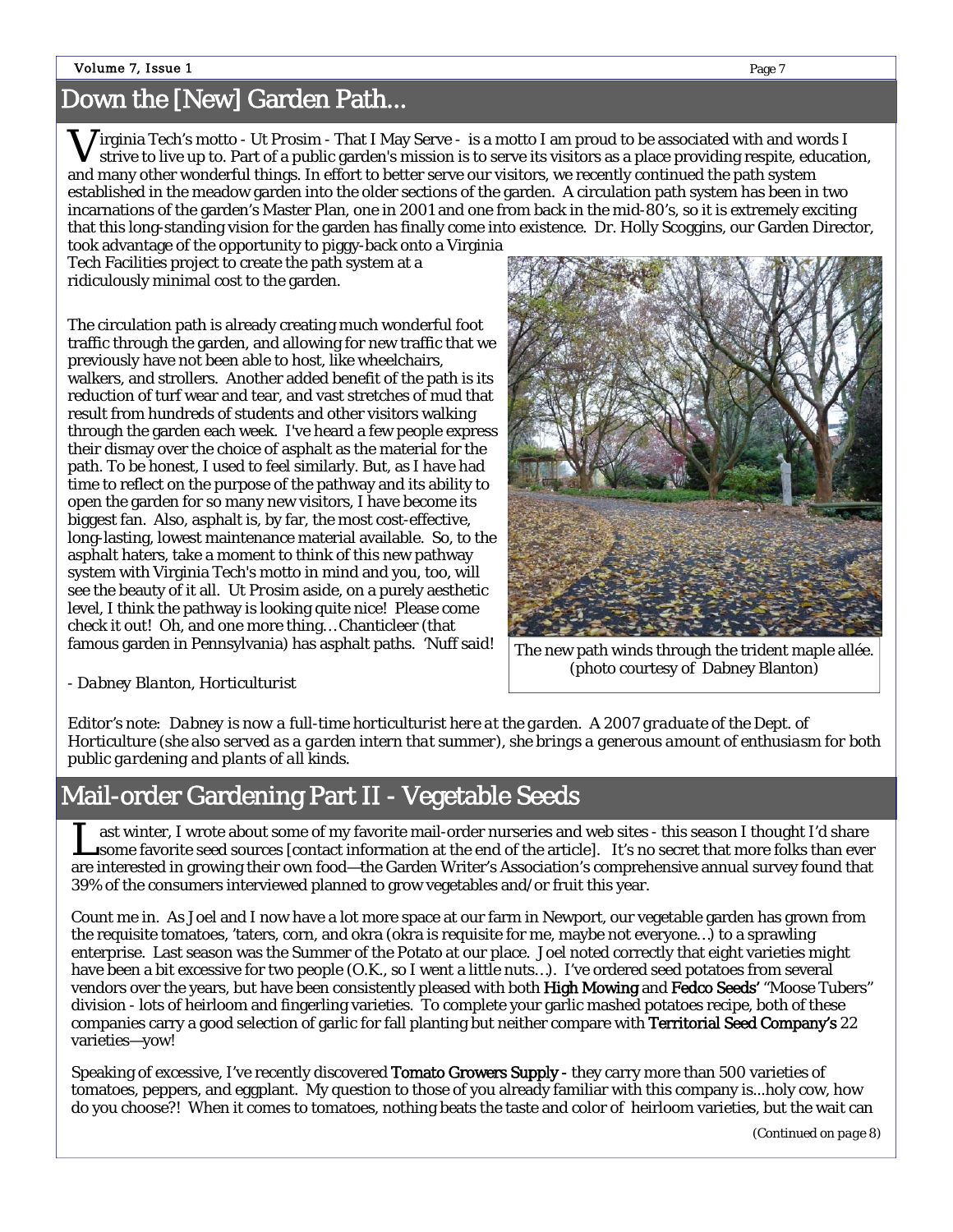## Down the [New] Garden Path...

Virginia Tech's motto - Ut Prosim - That I May Serve - is a motto I am proud to be associated with and words I strive to live up to. Part of a public garden's mission is to serve its visitors as a place providing respite, education, and many other wonderful things. In effort to better serve our visitors, we recently continued the path system established in the meadow garden into the older sections of the garden. A circulation path system has been in two incarnations of the garden's Master Plan, one in 2001 and one from back in the mid-80's, so it is extremely exciting that this long-standing vision for the garden has finally come into existence. Dr. Holly Scoggins, our Garden Director, took advantage of the opportunity to piggy-back onto a Virginia Tech Facilities project to create the path system at a ridiculously minimal cost to the garden.

The circulation path is already creating much wonderful foot traffic through the garden, and allowing for new traffic that we previously have not been able to host, like wheelchairs, walkers, and strollers. Another added benefit of the path is its reduction of turf wear and tear, and vast stretches of mud that result from hundreds of students and other visitors walking through the garden each week. I've heard a few people express their dismay over the choice of asphalt as the material for the path. To be honest, I used to feel similarly. But, as I have had time to reflect on the purpose of the pathway and its ability to open the garden for so many new visitors, I have become its biggest fan. Also, asphalt is, by far, the most cost-effective, long-lasting, lowest maintenance material available. So, to the asphalt haters, take a moment to think of this new pathway system with Virginia Tech's motto in mind and you, too, will see the beauty of it all. Ut Prosim aside, on a purely aesthetic level, I think the pathway is looking quite nice! Please come check it out! Oh, and one more thing…Chanticleer (that famous garden in Pennsylvania) has asphalt paths. 'Nuff said!

The new path winds through the trident maple allée. (photo courtesy of Dabney Blanton)

*- Dabney Blanton, Horticulturist*

*Editor's note: Dabney is now a full-time horticulturist here at the garden. A 2007 graduate of the Dept. of Horticulture (she also served as a garden intern that summer), she brings a generous amount of enthusiasm for both public gardening and plants of all kinds.*

## Mail-order Gardening Part II - Vegetable Seeds

Last winter, I wrote about some of my favorite mail-order nurseries and web sites - this season I thought I'd share some favorite seed sources [contact information at the end of the article]. It's no secret that more folks than ever are interested in growing their own food—the Garden Writer's Association's comprehensive annual survey found that 39% of the consumers interviewed planned to grow vegetables and/or fruit this year.

Count me in. As Joel and I now have a lot more space at our farm in Newport, our vegetable garden has grown from the requisite tomatoes, 'taters, corn, and okra (okra is requisite for me, maybe not everyone…) to a sprawling enterprise. Last season was the Summer of the Potato at our place. Joel noted correctly that eight varieties might have been a bit excessive for two people (O.K., so I went a little nuts…). I've ordered seed potatoes from several vendors over the years, but have been consistently pleased with both **High Mowing** and **Fedco Seeds'** "Moose Tubers" division - lots of heirloom and fingerling varieties. To complete your garlic mashed potatoes recipe, both of these companies carry a good selection of garlic for fall planting but neither compare with **Territorial Seed Company's** 22 varieties—yow!

Speaking of excessive, I've recently discovered **Tomato Growers Supply -** they carry more than 500 varieties of tomatoes, peppers, and eggplant. My question to those of you already familiar with this company is...holy cow, how do you choose?! When it comes to tomatoes, nothing beats the taste and color of heirloom varieties, but the wait can

(Continued on page 8)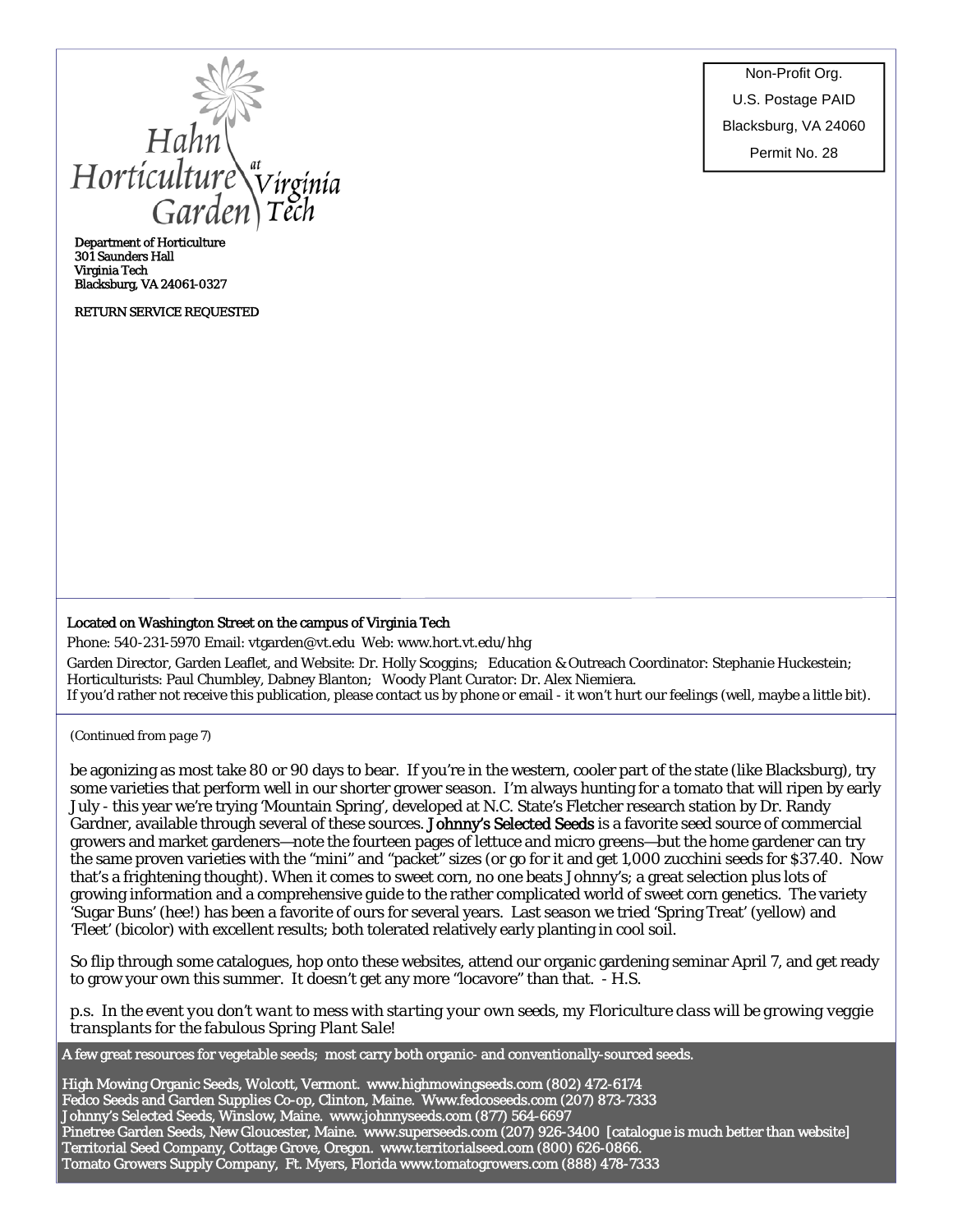Hahn Horticulture Garden at Virginia Tech

Department of Horticulture
301 Saunders Hall
Virginia Tech
Blacksburg, VA 24061-0327

RETURN SERVICE REQUESTED

Non-Profit Org.
U.S. Postage PAID
Blacksburg, VA 24060
Permit No. 28

**Located on Washington Street on the campus of Virginia Tech**

Phone: 540-231-5970 Email: vtgarden@vt.edu Web: www.hort.vt.edu/hhg

Garden Director, Garden Leaflet, and Website: Dr. Holly Scoggins; Education & Outreach Coordinator: Stephanie Huckestein; Horticulturists: Paul Chumbley, Dabney Blanton; Woody Plant Curator: Dr. Alex Niemiera.
If you'd rather not receive this publication, please contact us by phone or email - it won't hurt our feelings (well, maybe a little bit).

*(Continued from page 7)*

be agonizing as most take 80 or 90 days to bear. If you're in the western, cooler part of the state (like Blacksburg), try some varieties that perform well in our shorter grower season. I'm always hunting for a tomato that will ripen by early July - this year we're trying 'Mountain Spring', developed at N.C. State's Fletcher research station by Dr. Randy Gardner, available through several of these sources. **Johnny's Selected Seeds** is a favorite seed source of commercial growers and market gardeners—note the fourteen pages of lettuce and micro greens—but the home gardener can try the same proven varieties with the "mini" and "packet" sizes (or go for it and get 1,000 zucchini seeds for $37.40. Now that's a frightening thought). When it comes to sweet corn, no one beats Johnny's; a great selection plus lots of growing information and a comprehensive guide to the rather complicated world of sweet corn genetics. The variety 'Sugar Buns' (hee!) has been a favorite of ours for several years. Last season we tried 'Spring Treat' (yellow) and 'Fleet' (bicolor) with excellent results; both tolerated relatively early planting in cool soil.

So flip through some catalogues, hop onto these websites, attend our organic gardening seminar April 7, and get ready to grow your own this summer. It doesn't get any more "locavore" than that. - H.S.

*p.s. In the event you don't want to mess with starting your own seeds, my Floriculture class will be growing veggie transplants for the fabulous Spring Plant Sale!*

A few great resources for vegetable seeds; most carry both organic- and conventionally-sourced seeds.

High Mowing Organic Seeds, Wolcott, Vermont. www.highmowingseeds.com (802) 472-6174
Fedco Seeds and Garden Supplies Co-op, Clinton, Maine. Www.fedcoseeds.com (207) 873-7333
Johnny's Selected Seeds, Winslow, Maine. www.johnnyseeds.com (877) 564-6697
Pinetree Garden Seeds, New Gloucester, Maine. www.superseeds.com (207) 926-3400 [catalogue is much better than website]
Territorial Seed Company, Cottage Grove, Oregon. www.territorialseed.com (800) 626-0866.
Tomato Growers Supply Company, Ft. Myers, Florida www.tomatogrowers.com (888) 478-7333